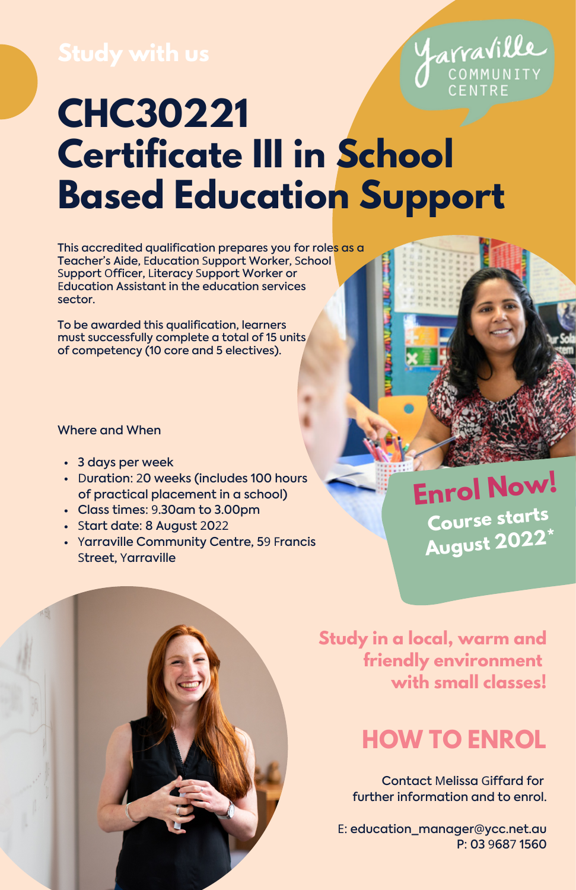Study with us

Yarraville COMMUNITY CENTRE

# CHC30221 Certificate III in School Based Education Support

This accredited qualification prepares you for roles as a Teacher's Aide, Education Support Worker, School Support Officer, Literacy Support Worker or Education Assistant in the education services sector.

To be awarded this qualification, learners must successfully complete a total of 15 units of competency (10 core and 5 electives).

Where and When

- 3 days per week
- Duration: 20 weeks (includes 100 hours of practical placement in a school)
- Class times: 9.30am to 3.00pm
- Start date: 8 August 2022
- Yarraville Community Centre, 59 Francis Street, Yarraville

**Enrol Now!**
**Course starts August 2022***

**Study in a local, warm and friendly environment with small classes!**

## HOW TO ENROL

Contact Melissa Giffard for further information and to enrol.

E: education_manager@ycc.net.au
P: 03 9687 1560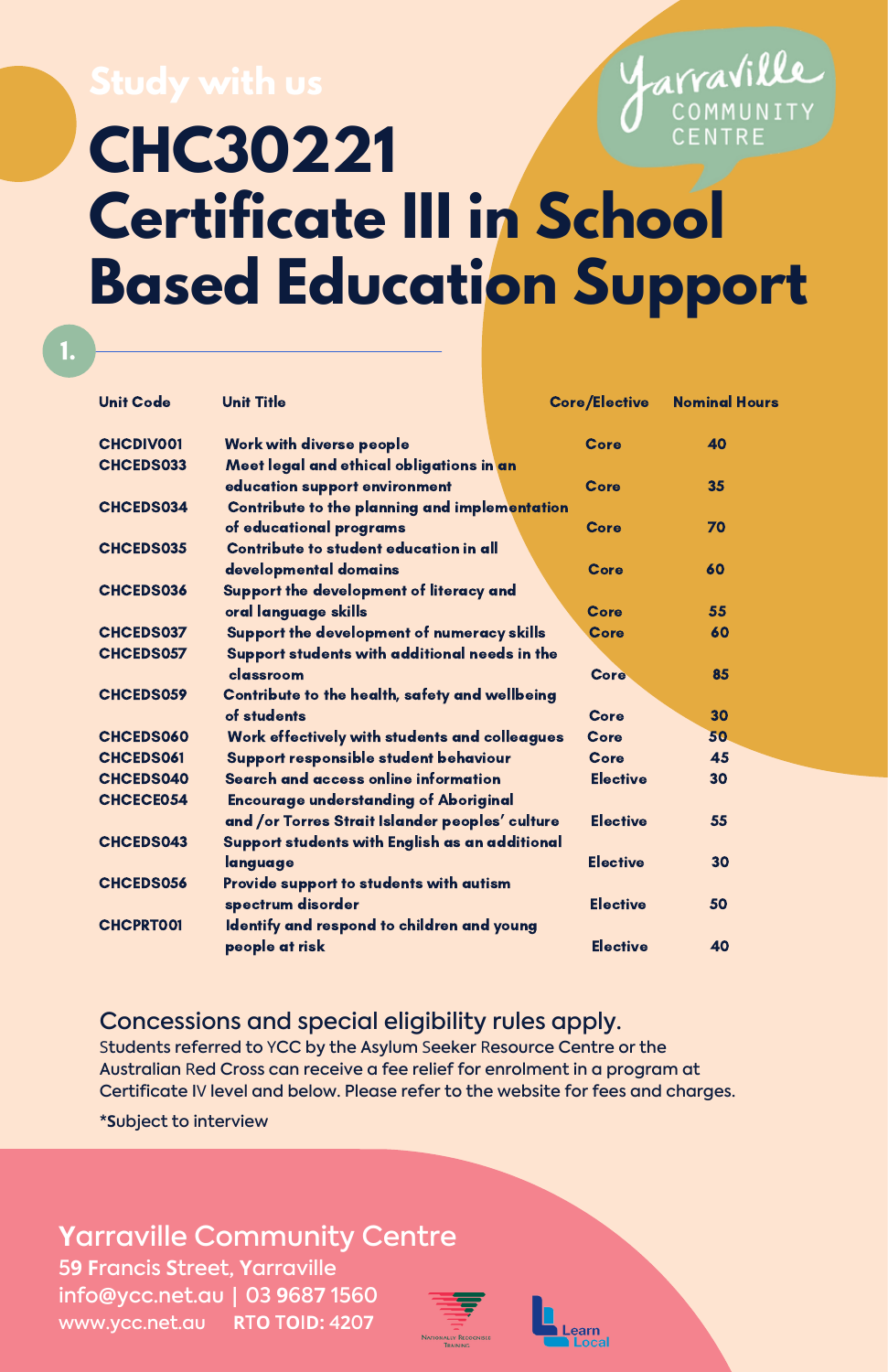Study with us

# CHC30221 Certificate III in School Based Education Support

Yarraville COMMUNITY CENTRE

1.

| Unit Code | Unit Title | Core/Elective | Nominal Hours |
|---|---|---|---|
| CHCDIV001 | Work with diverse people | Core | 40 |
| CHCEDS033 | Meet legal and ethical obligations in an education support environment | Core | 35 |
| CHCEDS034 | Contribute to the planning and implementation of educational programs | Core | 70 |
| CHCEDS035 | Contribute to student education in all developmental domains | Core | 60 |
| CHCEDS036 | Support the development of literacy and oral language skills | Core | 55 |
| CHCEDS037 | Support the development of numeracy skills | Core | 60 |
| CHCEDS057 | Support students with additional needs in the classroom | Core | 85 |
| CHCEDS059 | Contribute to the health, safety and wellbeing of students | Core | 30 |
| CHCEDS060 | Work effectively with students and colleagues | Core | 50 |
| CHCEDS061 | Support responsible student behaviour | Core | 45 |
| CHCEDS040 | Search and access online information | Elective | 30 |
| CHCECE054 | Encourage understanding of Aboriginal and /or Torres Strait Islander peoples' culture | Elective | 55 |
| CHCEDS043 | Support students with English as an additional language | Elective | 30 |
| CHCEDS056 | Provide support to students with autism spectrum disorder | Elective | 50 |
| CHCPRT001 | Identify and respond to children and young people at risk | Elective | 40 |

## Concessions and special eligibility rules apply.

Students referred to YCC by the Asylum Seeker Resource Centre or the Australian Red Cross can receive a fee relief for enrolment in a program at Certificate IV level and below. Please refer to the website for fees and charges.

*Subject to interview

**Yarraville Community Centre**
59 Francis Street, Yarraville
info@ycc.net.au | 03 9687 1560
www.ycc.net.au RTO TOID: 4207

Nationally Recognised Training

Learn Local